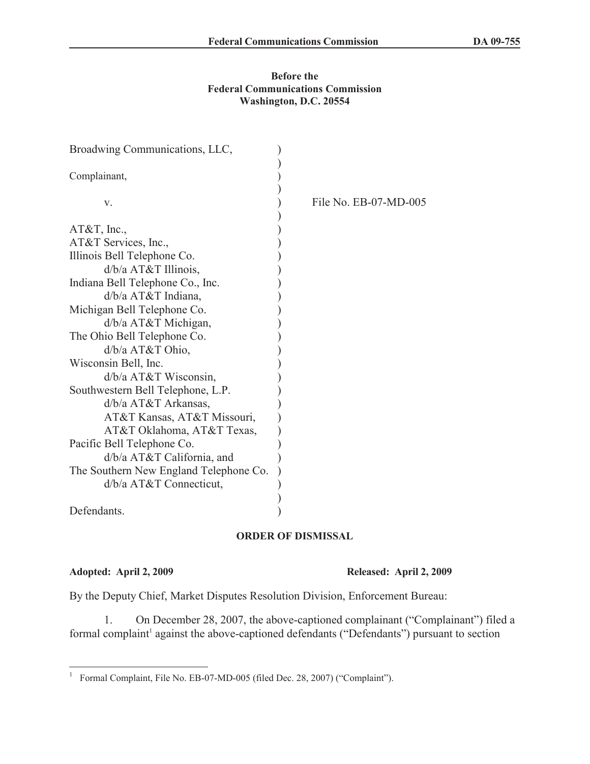**Before the**
**Federal Communications Commission**
**Washington, D.C. 20554**

| | | |
|---|---|---|
| Broadwing Communications, LLC, | ) | |
| | ) | |
| Complainant, | ) | |
| | ) | |
| v. | ) | File No. EB-07-MD-005 |
| | ) | |
| AT&T, Inc., | ) | |
| AT&T Services, Inc., | ) | |
| Illinois Bell Telephone Co. d/b/a AT&T Illinois, | ) | |
| Indiana Bell Telephone Co., Inc. d/b/a AT&T Indiana, | ) | |
| Michigan Bell Telephone Co. d/b/a AT&T Michigan, | ) | |
| The Ohio Bell Telephone Co. d/b/a AT&T Ohio, | ) | |
| Wisconsin Bell, Inc. d/b/a AT&T Wisconsin, | ) | |
| Southwestern Bell Telephone, L.P. d/b/a AT&T Arkansas, AT&T Kansas, AT&T Missouri, AT&T Oklahoma, AT&T Texas, | ) | |
| Pacific Bell Telephone Co. d/b/a AT&T California, and | ) | |
| The Southern New England Telephone Co. d/b/a AT&T Connecticut, | ) | |
| | ) | |
| Defendants. | ) | |

**ORDER OF DISMISSAL**

**Adopted: April 2, 2009** **Released: April 2, 2009**

By the Deputy Chief, Market Disputes Resolution Division, Enforcement Bureau:

1. On December 28, 2007, the above-captioned complainant ("Complainant") filed a formal complaint[1] against the above-captioned defendants ("Defendants") pursuant to section

[1] Formal Complaint, File No. EB-07-MD-005 (filed Dec. 28, 2007) ("Complaint").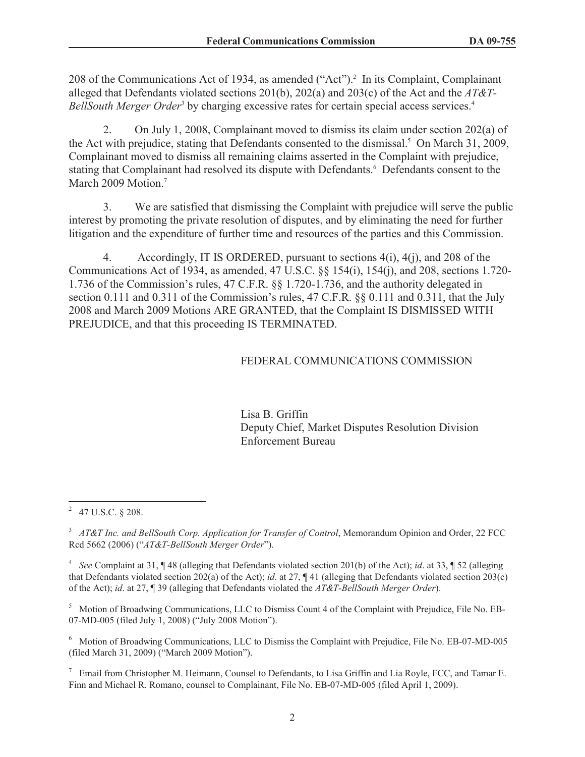208 of the Communications Act of 1934, as amended ("Act").[2] In its Complaint, Complainant alleged that Defendants violated sections 201(b), 202(a) and 203(c) of the Act and the *AT&T-BellSouth Merger Order*[3] by charging excessive rates for certain special access services.[4]

2. On July 1, 2008, Complainant moved to dismiss its claim under section 202(a) of the Act with prejudice, stating that Defendants consented to the dismissal.[5] On March 31, 2009, Complainant moved to dismiss all remaining claims asserted in the Complaint with prejudice, stating that Complainant had resolved its dispute with Defendants.[6] Defendants consent to the March 2009 Motion.[7]

3. We are satisfied that dismissing the Complaint with prejudice will serve the public interest by promoting the private resolution of disputes, and by eliminating the need for further litigation and the expenditure of further time and resources of the parties and this Commission.

4. Accordingly, IT IS ORDERED, pursuant to sections 4(i), 4(j), and 208 of the Communications Act of 1934, as amended, 47 U.S.C. §§ 154(i), 154(j), and 208, sections 1.720-1.736 of the Commission's rules, 47 C.F.R. §§ 1.720-1.736, and the authority delegated in section 0.111 and 0.311 of the Commission's rules, 47 C.F.R. §§ 0.111 and 0.311, that the July 2008 and March 2009 Motions ARE GRANTED, that the Complaint IS DISMISSED WITH PREJUDICE, and that this proceeding IS TERMINATED.

FEDERAL COMMUNICATIONS COMMISSION

Lisa B. Griffin
Deputy Chief, Market Disputes Resolution Division
Enforcement Bureau

---

[2] 47 U.S.C. § 208.

[3] *AT&T Inc. and BellSouth Corp. Application for Transfer of Control*, Memorandum Opinion and Order, 22 FCC Rcd 5662 (2006) ("*AT&T-BellSouth Merger Order*").

[4] *See* Complaint at 31, ¶ 48 (alleging that Defendants violated section 201(b) of the Act); *id*. at 33, ¶ 52 (alleging that Defendants violated section 202(a) of the Act); *id*. at 27, ¶ 41 (alleging that Defendants violated section 203(c) of the Act); *id*. at 27, ¶ 39 (alleging that Defendants violated the *AT&T-BellSouth Merger Order*).

[5] Motion of Broadwing Communications, LLC to Dismiss Count 4 of the Complaint with Prejudice, File No. EB-07-MD-005 (filed July 1, 2008) ("July 2008 Motion").

[6] Motion of Broadwing Communications, LLC to Dismiss the Complaint with Prejudice, File No. EB-07-MD-005 (filed March 31, 2009) ("March 2009 Motion").

[7] Email from Christopher M. Heimann, Counsel to Defendants, to Lisa Griffin and Lia Royle, FCC, and Tamar E. Finn and Michael R. Romano, counsel to Complainant, File No. EB-07-MD-005 (filed April 1, 2009).